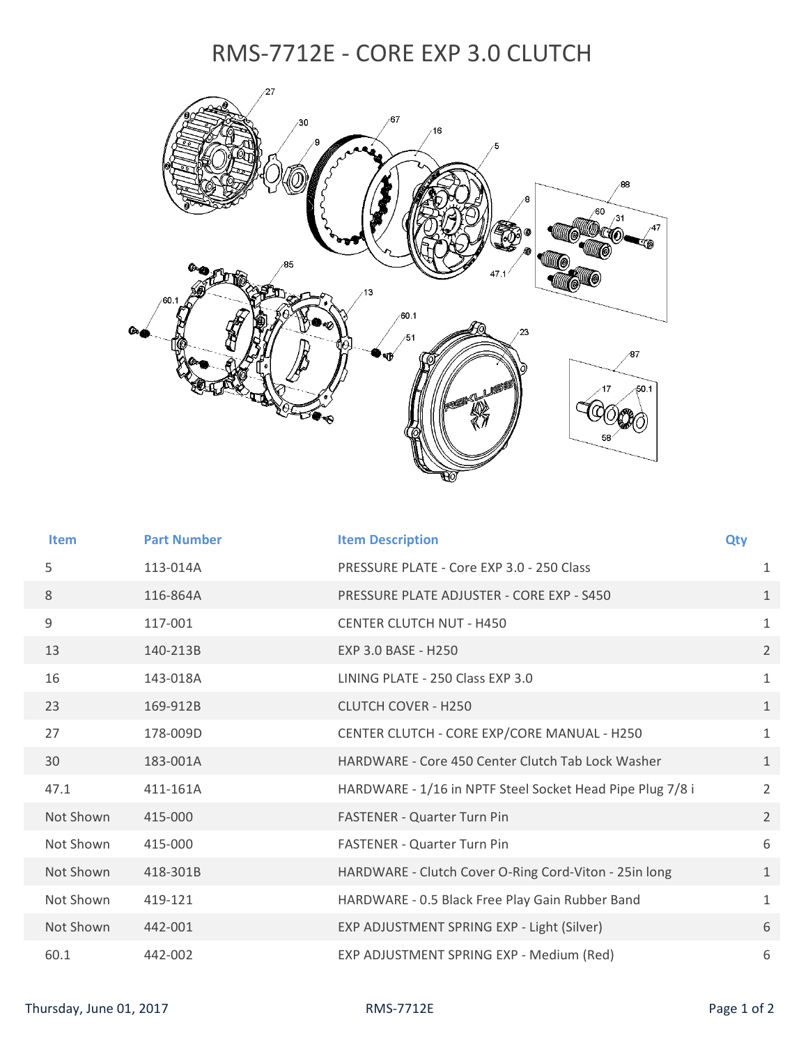# RMS-7712E - CORE EXP 3.0 CLUTCH

| Item | Part Number | Item Description | Qty |
|---|---|---|---|
| 5 | 113-014A | PRESSURE PLATE - Core EXP 3.0 - 250 Class | 1 |
| 8 | 116-864A | PRESSURE PLATE ADJUSTER - CORE EXP - S450 | 1 |
| 9 | 117-001 | CENTER CLUTCH NUT - H450 | 1 |
| 13 | 140-213B | EXP 3.0 BASE - H250 | 2 |
| 16 | 143-018A | LINING PLATE - 250 Class EXP 3.0 | 1 |
| 23 | 169-912B | CLUTCH COVER - H250 | 1 |
| 27 | 178-009D | CENTER CLUTCH - CORE EXP/CORE MANUAL - H250 | 1 |
| 30 | 183-001A | HARDWARE - Core 450 Center Clutch Tab Lock Washer | 1 |
| 47.1 | 411-161A | HARDWARE - 1/16 in NPTF Steel Socket Head Pipe Plug 7/8 i | 2 |
| Not Shown | 415-000 | FASTENER - Quarter Turn Pin | 2 |
| Not Shown | 415-000 | FASTENER - Quarter Turn Pin | 6 |
| Not Shown | 418-301B | HARDWARE - Clutch Cover O-Ring Cord-Viton - 25in long | 1 |
| Not Shown | 419-121 | HARDWARE - 0.5 Black Free Play Gain Rubber Band | 1 |
| Not Shown | 442-001 | EXP ADJUSTMENT SPRING EXP - Light (Silver) | 6 |
| 60.1 | 442-002 | EXP ADJUSTMENT SPRING EXP - Medium (Red) | 6 |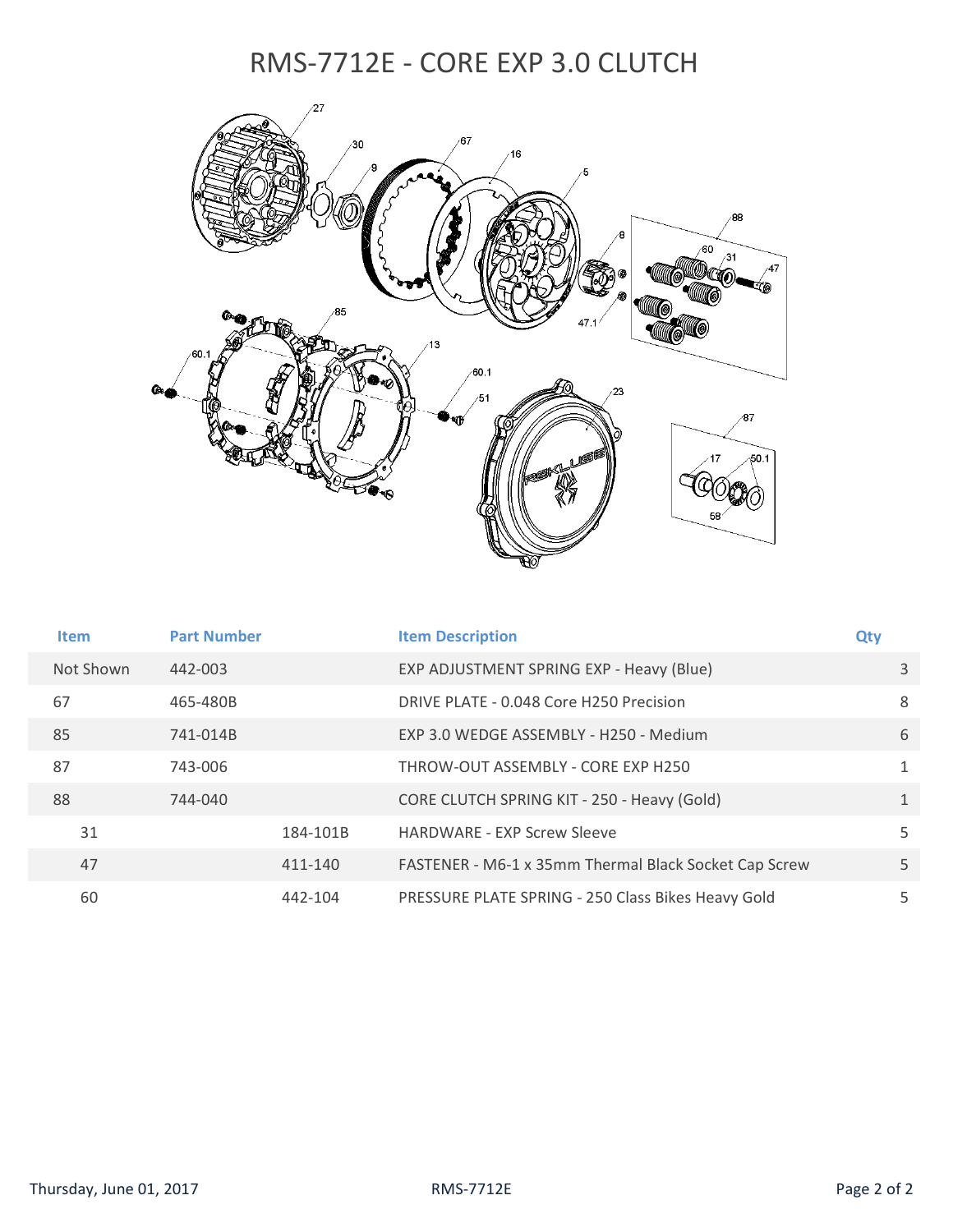# RMS-7712E - CORE EXP 3.0 CLUTCH

27
30
9
67
16
5
88
8
60
31
47
47.1
85
60.1
13
60.1
51
23
87
17
50.1
58

| Item | Part Number | | Item Description | Qty |
|---|---|---|---|---|
| Not Shown | 442-003 | | EXP ADJUSTMENT SPRING EXP - Heavy (Blue) | 3 |
| 67 | 465-480B | | DRIVE PLATE - 0.048 Core H250 Precision | 8 |
| 85 | 741-014B | | EXP 3.0 WEDGE ASSEMBLY - H250 - Medium | 6 |
| 87 | 743-006 | | THROW-OUT ASSEMBLY - CORE EXP H250 | 1 |
| 88 | 744-040 | | CORE CLUTCH SPRING KIT - 250 - Heavy (Gold) | 1 |
| 31 | | 184-101B | HARDWARE - EXP Screw Sleeve | 5 |
| 47 | | 411-140 | FASTENER - M6-1 x 35mm Thermal Black Socket Cap Screw | 5 |
| 60 | | 442-104 | PRESSURE PLATE SPRING - 250 Class Bikes Heavy Gold | 5 |

Thursday, June 01, 2017

RMS-7712E